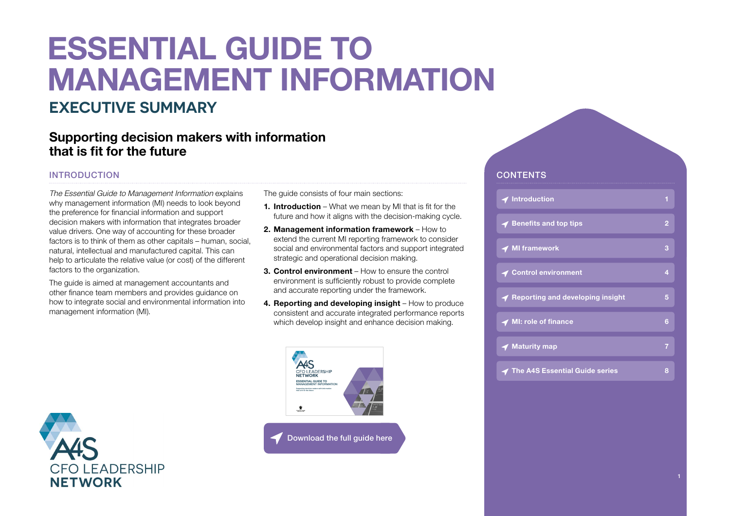# ESSENTIAL GUIDE TO MANAGEMENT INFORMATION

## EXECUTIVE SUMMARY

### Supporting decision makers with information that is fit for the future

#### INTRODUCTION

*The Essential Guide to Management Information* explains why management information (MI) needs to look beyond the preference for financial information and support decision makers with information that integrates broader value drivers. One way of accounting for these broader factors is to think of them as other capitals – human, social, natural, intellectual and manufactured capital. This can help to articulate the relative value (or cost) of the different factors to the organization.

The guide is aimed at management accountants and other finance team members and provides guidance on how to integrate social and environmental information into management information (MI).

The guide consists of four main sections:

1. **Introduction** – What we mean by MI that is fit for the future and how it aligns with the decision-making cycle.
2. **Management information framework** – How to extend the current MI reporting framework to consider social and environmental factors and support integrated strategic and operational decision making.
3. **Control environment** – How to ensure the control environment is sufficiently robust to provide complete and accurate reporting under the framework.
4. **Reporting and developing insight** – How to produce consistent and accurate integrated performance reports which develop insight and enhance decision making.

Download the full guide here

A4S CFO LEADERSHIP NETWORK

#### CONTENTS

| | |
|---|---|
| Introduction | 1 |
| Benefits and top tips | 2 |
| MI framework | 3 |
| Control environment | 4 |
| Reporting and developing insight | 5 |
| MI: role of finance | 6 |
| Maturity map | 7 |
| The A4S Essential Guide series | 8 |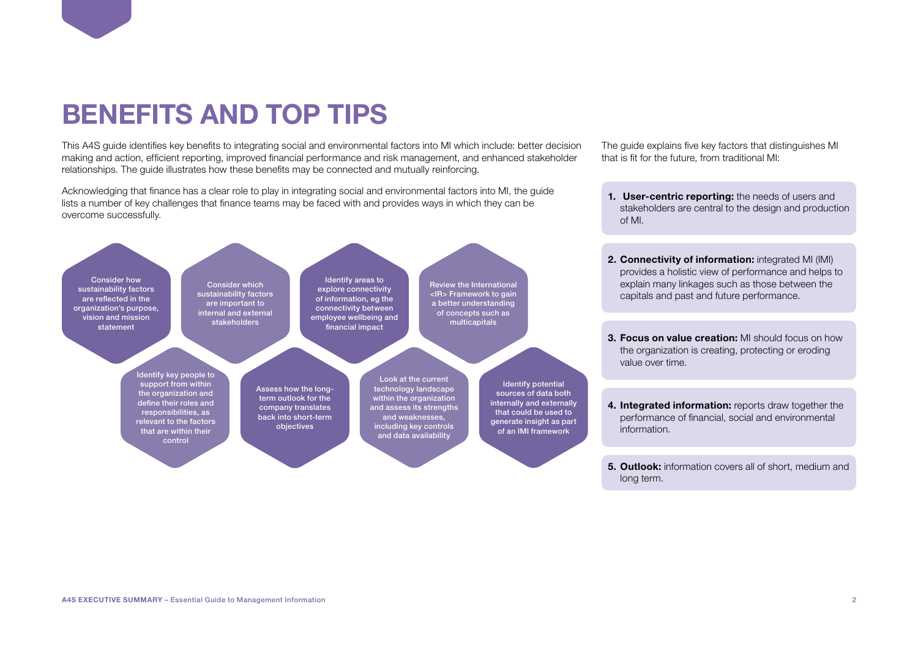# BENEFITS AND TOP TIPS

This A4S guide identifies key benefits to integrating social and environmental factors into MI which include: better decision making and action, efficient reporting, improved financial performance and risk management, and enhanced stakeholder relationships. The guide illustrates how these benefits may be connected and mutually reinforcing.

Acknowledging that finance has a clear role to play in integrating social and environmental factors into MI, the guide lists a number of key challenges that finance teams may be faced with and provides ways in which they can be overcome successfully.

- Consider how sustainability factors are reflected in the organization's purpose, vision and mission statement
- Consider which sustainability factors are important to internal and external stakeholders
- Identify areas to explore connectivity of information, eg the connectivity between employee wellbeing and financial impact
- Review the International <IR> Framework to gain a better understanding of concepts such as multicapitals
- Identify key people to support from within the organization and define their roles and responsibilities, as relevant to the factors that are within their control
- Assess how the long-term outlook for the company translates back into short-term objectives
- Look at the current technology landscape within the organization and assess its strengths and weaknesses, including key controls and data availability
- Identify potential sources of data both internally and externally that could be used to generate insight as part of an IMI framework

The guide explains five key factors that distinguishes MI that is fit for the future, from traditional MI:

1. **User-centric reporting:** the needs of users and stakeholders are central to the design and production of MI.
2. **Connectivity of information:** integrated MI (IMI) provides a holistic view of performance and helps to explain many linkages such as those between the capitals and past and future performance.
3. **Focus on value creation:** MI should focus on how the organization is creating, protecting or eroding value over time.
4. **Integrated information:** reports draw together the performance of financial, social and environmental information.
5. **Outlook:** information covers all of short, medium and long term.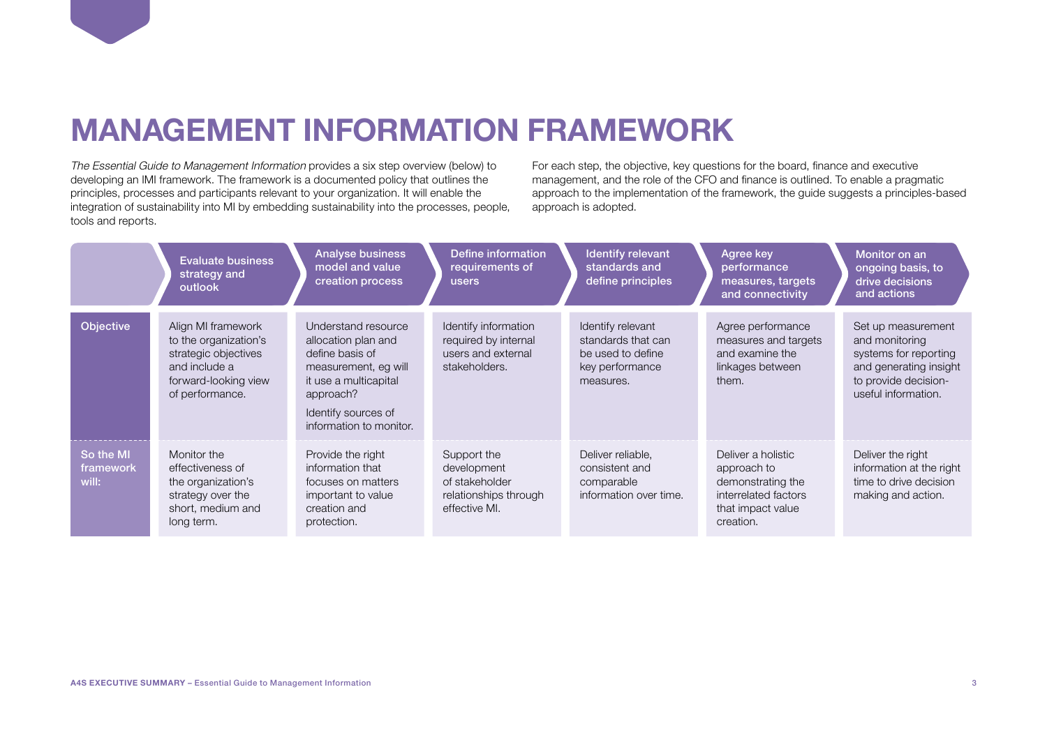# MANAGEMENT INFORMATION FRAMEWORK

*The Essential Guide to Management Information* provides a six step overview (below) to developing an IMI framework. The framework is a documented policy that outlines the principles, processes and participants relevant to your organization. It will enable the integration of sustainability into MI by embedding sustainability into the processes, people, tools and reports.

For each step, the objective, key questions for the board, finance and executive management, and the role of the CFO and finance is outlined. To enable a pragmatic approach to the implementation of the framework, the guide suggests a principles-based approach is adopted.

| | Evaluate business strategy and outlook | Analyse business model and value creation process | Define information requirements of users | Identify relevant standards and define principles | Agree key performance measures, targets and connectivity | Monitor on an ongoing basis, to drive decisions and actions |
|---|---|---|---|---|---|---|
| **Objective** | Align MI framework to the organization's strategic objectives and include a forward-looking view of performance. | Understand resource allocation plan and define basis of measurement, eg will it use a multicapital approach?<br><br>Identify sources of information to monitor. | Identify information required by internal users and external stakeholders. | Identify relevant standards that can be used to define key performance measures. | Agree performance measures and targets and examine the linkages between them. | Set up measurement and monitoring systems for reporting and generating insight to provide decision-useful information. |
| **So the MI framework will:** | Monitor the effectiveness of the organization's strategy over the short, medium and long term. | Provide the right information that focuses on matters important to value creation and protection. | Support the development of stakeholder relationships through effective MI. | Deliver reliable, consistent and comparable information over time. | Deliver a holistic approach to demonstrating the interrelated factors that impact value creation. | Deliver the right information at the right time to drive decision making and action. |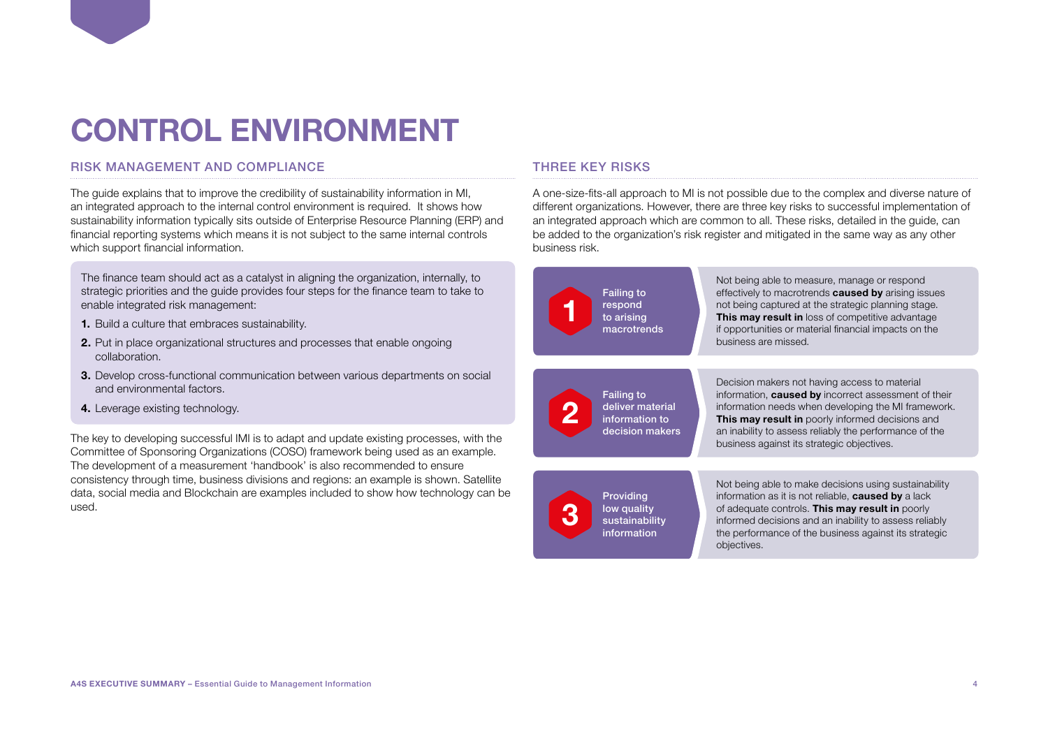# CONTROL ENVIRONMENT

## RISK MANAGEMENT AND COMPLIANCE

The guide explains that to improve the credibility of sustainability information in MI, an integrated approach to the internal control environment is required. It shows how sustainability information typically sits outside of Enterprise Resource Planning (ERP) and financial reporting systems which means it is not subject to the same internal controls which support financial information.

The finance team should act as a catalyst in aligning the organization, internally, to strategic priorities and the guide provides four steps for the finance team to take to enable integrated risk management:

1. Build a culture that embraces sustainability.
2. Put in place organizational structures and processes that enable ongoing collaboration.
3. Develop cross-functional communication between various departments on social and environmental factors.
4. Leverage existing technology.

The key to developing successful IMI is to adapt and update existing processes, with the Committee of Sponsoring Organizations (COSO) framework being used as an example. The development of a measurement 'handbook' is also recommended to ensure consistency through time, business divisions and regions: an example is shown. Satellite data, social media and Blockchain are examples included to show how technology can be used.

## THREE KEY RISKS

A one-size-fits-all approach to MI is not possible due to the complex and diverse nature of different organizations. However, there are three key risks to successful implementation of an integrated approach which are common to all. These risks, detailed in the guide, can be added to the organization's risk register and mitigated in the same way as any other business risk.

**1 Failing to respond to arising macrotrends**

Not being able to measure, manage or respond effectively to macrotrends **caused by** arising issues not being captured at the strategic planning stage. **This may result in** loss of competitive advantage if opportunities or material financial impacts on the business are missed.

**2 Failing to deliver material information to decision makers**

Decision makers not having access to material information, **caused by** incorrect assessment of their information needs when developing the MI framework. **This may result in** poorly informed decisions and an inability to assess reliably the performance of the business against its strategic objectives.

**3 Providing low quality sustainability information**

Not being able to make decisions using sustainability information as it is not reliable, **caused by** a lack of adequate controls. **This may result in** poorly informed decisions and an inability to assess reliably the performance of the business against its strategic objectives.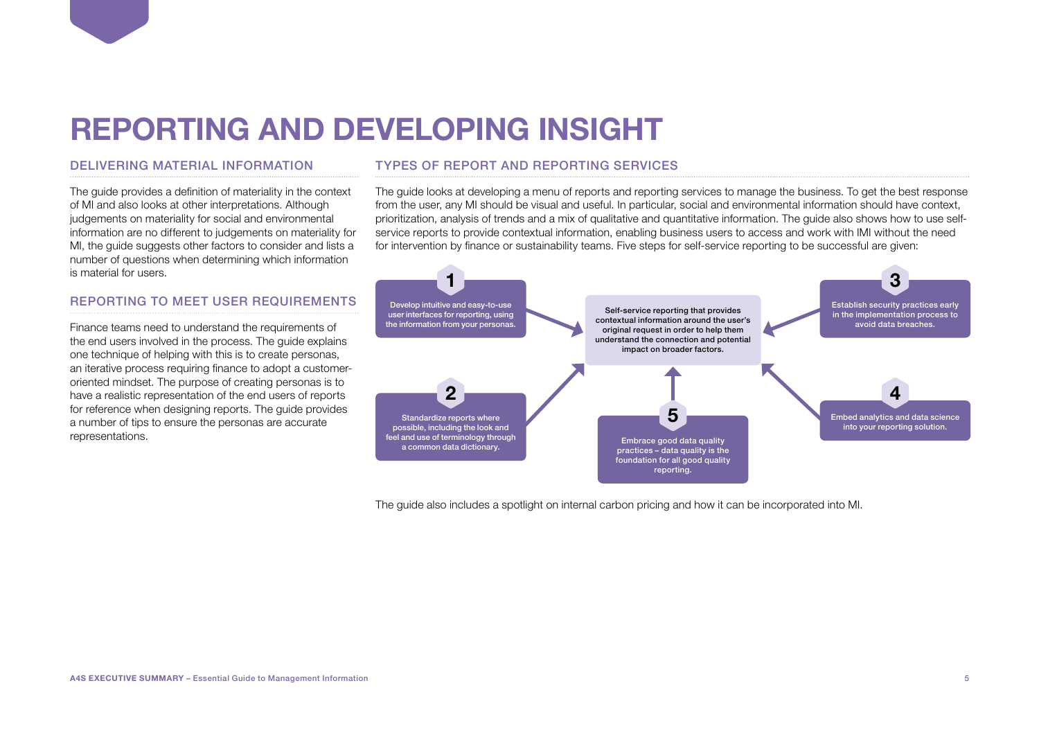# REPORTING AND DEVELOPING INSIGHT

## DELIVERING MATERIAL INFORMATION

The guide provides a definition of materiality in the context of MI and also looks at other interpretations. Although judgements on materiality for social and environmental information are no different to judgements on materiality for MI, the guide suggests other factors to consider and lists a number of questions when determining which information is material for users.

## REPORTING TO MEET USER REQUIREMENTS

Finance teams need to understand the requirements of the end users involved in the process. The guide explains one technique of helping with this is to create personas, an iterative process requiring finance to adopt a customer-oriented mindset. The purpose of creating personas is to have a realistic representation of the end users of reports for reference when designing reports. The guide provides a number of tips to ensure the personas are accurate representations.

## TYPES OF REPORT AND REPORTING SERVICES

The guide looks at developing a menu of reports and reporting services to manage the business. To get the best response from the user, any MI should be visual and useful. In particular, social and environmental information should have context, prioritization, analysis of trends and a mix of qualitative and quantitative information. The guide also shows how to use self-service reports to provide contextual information, enabling business users to access and work with IMI without the need for intervention by finance or sustainability teams. Five steps for self-service reporting to be successful are given:

**Self-service reporting that provides contextual information around the user's original request in order to help them understand the connection and potential impact on broader factors.**

1. Develop intuitive and easy-to-use user interfaces for reporting, using the information from your personas.
2. Standardize reports where possible, including the look and feel and use of terminology through a common data dictionary.
3. Establish security practices early in the implementation process to avoid data breaches.
4. Embed analytics and data science into your reporting solution.
5. Embrace good data quality practices – data quality is the foundation for all good quality reporting.

The guide also includes a spotlight on internal carbon pricing and how it can be incorporated into MI.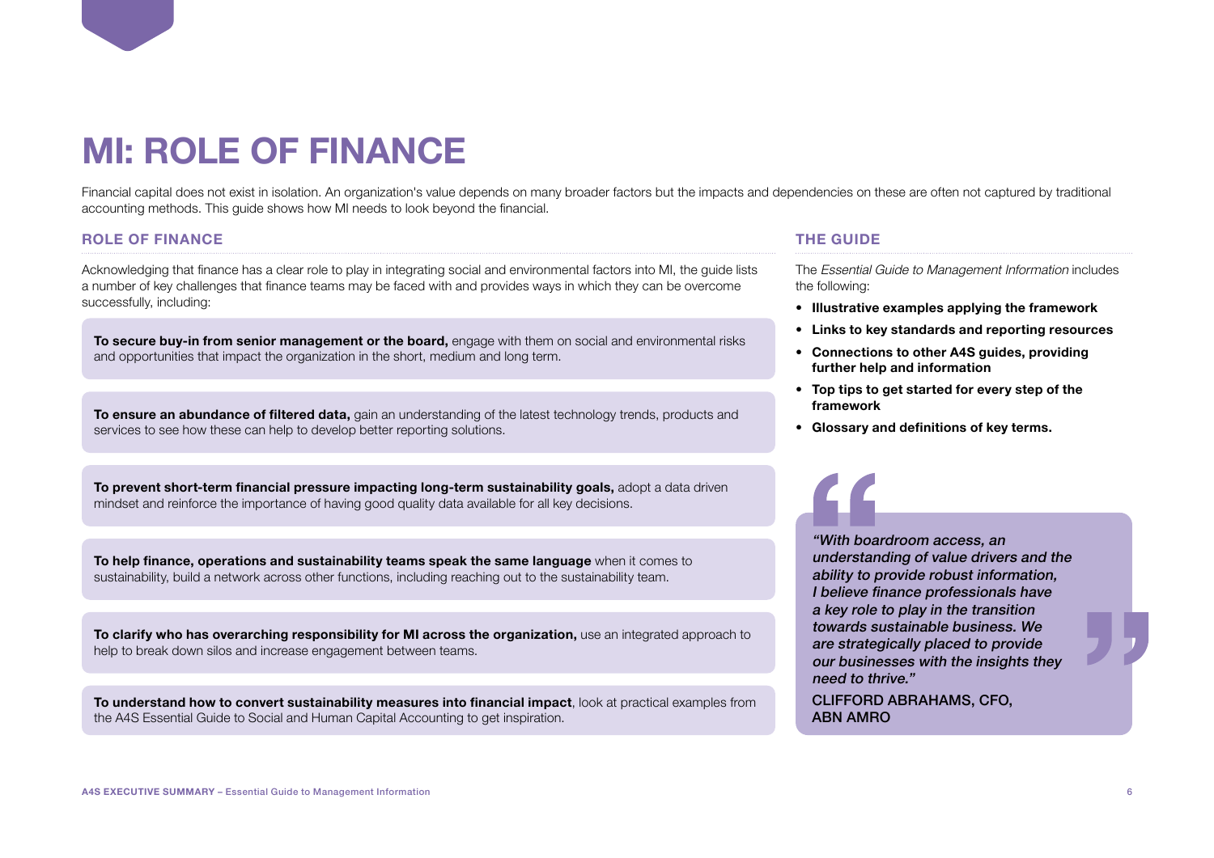# MI: ROLE OF FINANCE

Financial capital does not exist in isolation. An organization's value depends on many broader factors but the impacts and dependencies on these are often not captured by traditional accounting methods. This guide shows how MI needs to look beyond the financial.

## ROLE OF FINANCE

Acknowledging that finance has a clear role to play in integrating social and environmental factors into MI, the guide lists a number of key challenges that finance teams may be faced with and provides ways in which they can be overcome successfully, including:

**To secure buy-in from senior management or the board,** engage with them on social and environmental risks and opportunities that impact the organization in the short, medium and long term.

**To ensure an abundance of filtered data,** gain an understanding of the latest technology trends, products and services to see how these can help to develop better reporting solutions.

**To prevent short-term financial pressure impacting long-term sustainability goals,** adopt a data driven mindset and reinforce the importance of having good quality data available for all key decisions.

**To help finance, operations and sustainability teams speak the same language** when it comes to sustainability, build a network across other functions, including reaching out to the sustainability team.

**To clarify who has overarching responsibility for MI across the organization,** use an integrated approach to help to break down silos and increase engagement between teams.

**To understand how to convert sustainability measures into financial impact**, look at practical examples from the A4S Essential Guide to Social and Human Capital Accounting to get inspiration.

## THE GUIDE

The *Essential Guide to Management Information* includes the following:

- **Illustrative examples applying the framework**
- **Links to key standards and reporting resources**
- **Connections to other A4S guides, providing further help and information**
- **Top tips to get started for every step of the framework**
- **Glossary and definitions of key terms.**

*"With boardroom access, an understanding of value drivers and the ability to provide robust information, I believe finance professionals have a key role to play in the transition towards sustainable business. We are strategically placed to provide our businesses with the insights they need to thrive."*

CLIFFORD ABRAHAMS, CFO, ABN AMRO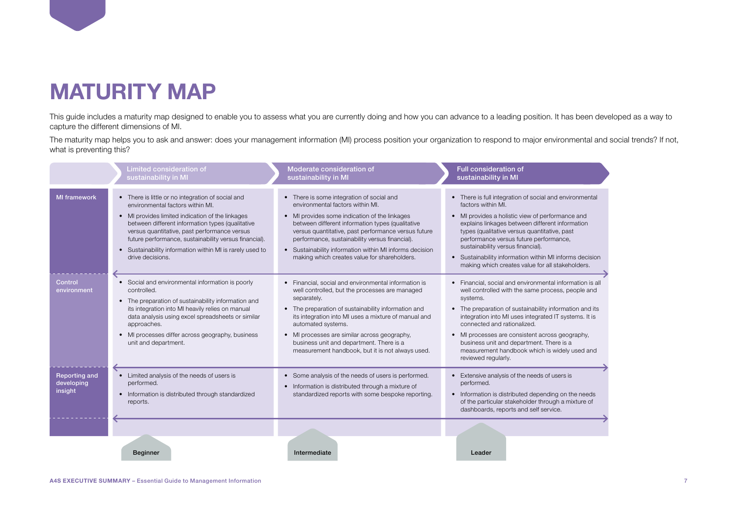# MATURITY MAP

This guide includes a maturity map designed to enable you to assess what you are currently doing and how you can advance to a leading position. It has been developed as a way to capture the different dimensions of MI.

The maturity map helps you to ask and answer: does your management information (MI) process position your organization to respond to major environmental and social trends? If not, what is preventing this?

| | Limited consideration of sustainability in MI | Moderate consideration of sustainability in MI | Full consideration of sustainability in MI |
|---|---|---|---|
| MI framework | • There is little or no integration of social and environmental factors within MI.<br>• MI provides limited indication of the linkages between different information types (qualitative versus quantitative, past performance versus future performance, sustainability versus financial).<br>• Sustainability information within MI is rarely used to drive decisions. | • There is some integration of social and environmental factors within MI.<br>• MI provides some indication of the linkages between different information types (qualitative versus quantitative, past performance versus future performance, sustainability versus financial).<br>• Sustainability information within MI informs decision making which creates value for shareholders. | • There is full integration of social and environmental factors within MI.<br>• MI provides a holistic view of performance and explains linkages between different information types (qualitative versus quantitative, past performance versus future performance, sustainability versus financial).<br>• Sustainability information within MI informs decision making which creates value for all stakeholders. |
| Control environment | • Social and environmental information is poorly controlled.<br>• The preparation of sustainability information and its integration into MI heavily relies on manual data analysis using excel spreadsheets or similar approaches.<br>• MI processes differ across geography, business unit and department. | • Financial, social and environmental information is well controlled, but the processes are managed separately.<br>• The preparation of sustainability information and its integration into MI uses a mixture of manual and automated systems.<br>• MI processes are similar across geography, business unit and department. There is a measurement handbook, but it is not always used. | • Financial, social and environmental information is all well controlled with the same process, people and systems.<br>• The preparation of sustainability information and its integration into MI uses integrated IT systems. It is connected and rationalized.<br>• MI processes are consistent across geography, business unit and department. There is a measurement handbook which is widely used and reviewed regularly. |
| Reporting and developing insight | • Limited analysis of the needs of users is performed.<br>• Information is distributed through standardized reports. | • Some analysis of the needs of users is performed.<br>• Information is distributed through a mixture of standardized reports with some bespoke reporting. | • Extensive analysis of the needs of users is performed.<br>• Information is distributed depending on the needs of the particular stakeholder through a mixture of dashboards, reports and self service. |
| | Beginner | Intermediate | Leader |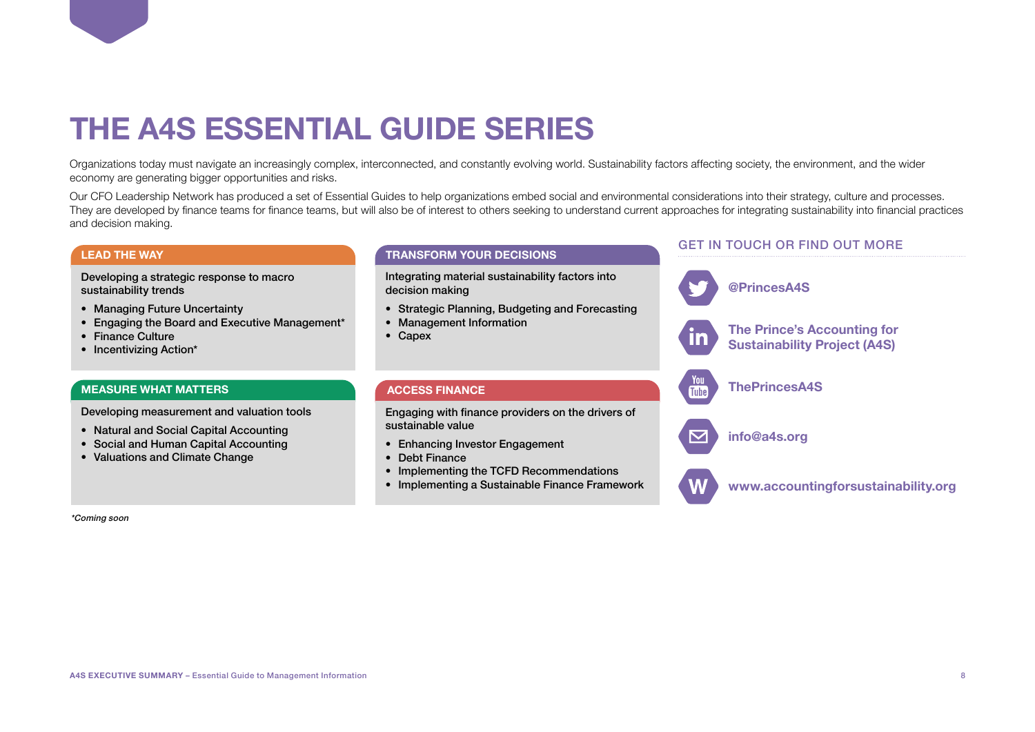# THE A4S ESSENTIAL GUIDE SERIES

Organizations today must navigate an increasingly complex, interconnected, and constantly evolving world. Sustainability factors affecting society, the environment, and the wider economy are generating bigger opportunities and risks.

Our CFO Leadership Network has produced a set of Essential Guides to help organizations embed social and environmental considerations into their strategy, culture and processes. They are developed by finance teams for finance teams, but will also be of interest to others seeking to understand current approaches for integrating sustainability into financial practices and decision making.

## LEAD THE WAY

Developing a strategic response to macro sustainability trends

- Managing Future Uncertainty
- Engaging the Board and Executive Management*
- Finance Culture
- Incentivizing Action*

## MEASURE WHAT MATTERS

Developing measurement and valuation tools

- Natural and Social Capital Accounting
- Social and Human Capital Accounting
- Valuations and Climate Change

## TRANSFORM YOUR DECISIONS

Integrating material sustainability factors into decision making

- Strategic Planning, Budgeting and Forecasting
- Management Information
- Capex

## ACCESS FINANCE

Engaging with finance providers on the drivers of sustainable value

- Enhancing Investor Engagement
- Debt Finance
- Implementing the TCFD Recommendations
- Implementing a Sustainable Finance Framework

*\*Coming soon*

## GET IN TOUCH OR FIND OUT MORE

- @PrincesA4S
- The Prince's Accounting for Sustainability Project (A4S)
- ThePrincesA4S
- info@a4s.org
- www.accountingforsustainability.org